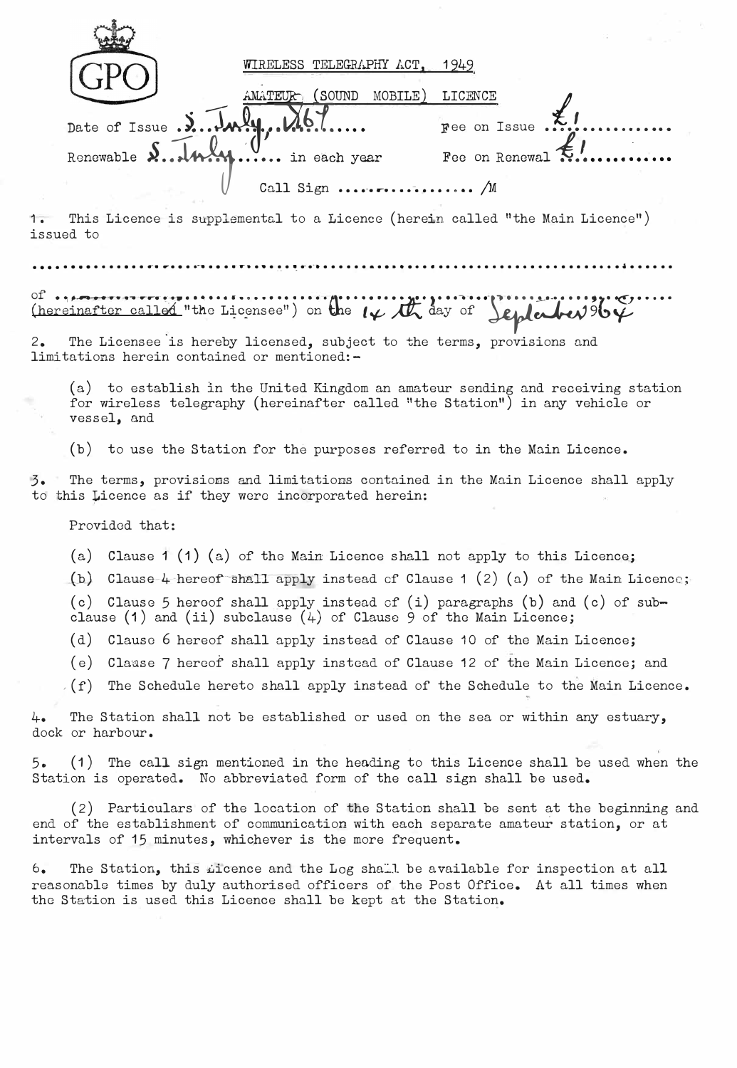GPO

WIRELESS TELEGRAPHY ACT, 1949

AMATEUR (SOUND MOBILE) LICENCE

Date of Issue 5 July 1967 ..... Fee on Issue £1 .............

Renewable 5 July ...... in each year Fee on Renewal £1 ............

Call Sign ................. /M

1. This Licence is supplemental to a Licence (herein called "the Main Licence") issued to

.......................................................................................

of ......................................................................................
(hereinafter called "the Licensee") on the 14 th day of September 1964

2. The Licensee is hereby licensed, subject to the terms, provisions and limitations herein contained or mentioned:-

(a) to establish in the United Kingdom an amateur sending and receiving station for wireless telegraphy (hereinafter called "the Station") in any vehicle or vessel, and

(b) to use the Station for the purposes referred to in the Main Licence.

3. The terms, provisions and limitations contained in the Main Licence shall apply to this Licence as if they were incorporated herein:

Provided that:

(a) Clause 1 (1) (a) of the Main Licence shall not apply to this Licence;

(b) Clause 4 hereof shall apply instead of Clause 1 (2) (a) of the Main Licence;

(c) Clause 5 hereof shall apply instead of (i) paragraphs (b) and (c) of sub-clause (1) and (ii) subclause (4) of Clause 9 of the Main Licence;

(d) Clause 6 hereof shall apply instead of Clause 10 of the Main Licence;

(e) Clause 7 hereof shall apply instead of Clause 12 of the Main Licence; and

(f) The Schedule hereto shall apply instead of the Schedule to the Main Licence.

4. The Station shall not be established or used on the sea or within any estuary, dock or harbour.

5. (1) The call sign mentioned in the heading to this Licence shall be used when the Station is operated. No abbreviated form of the call sign shall be used.

(2) Particulars of the location of the Station shall be sent at the beginning and end of the establishment of communication with each separate amateur station, or at intervals of 15 minutes, whichever is the more frequent.

6. The Station, this Licence and the Log shall be available for inspection at all reasonable times by duly authorised officers of the Post Office. At all times when the Station is used this Licence shall be kept at the Station.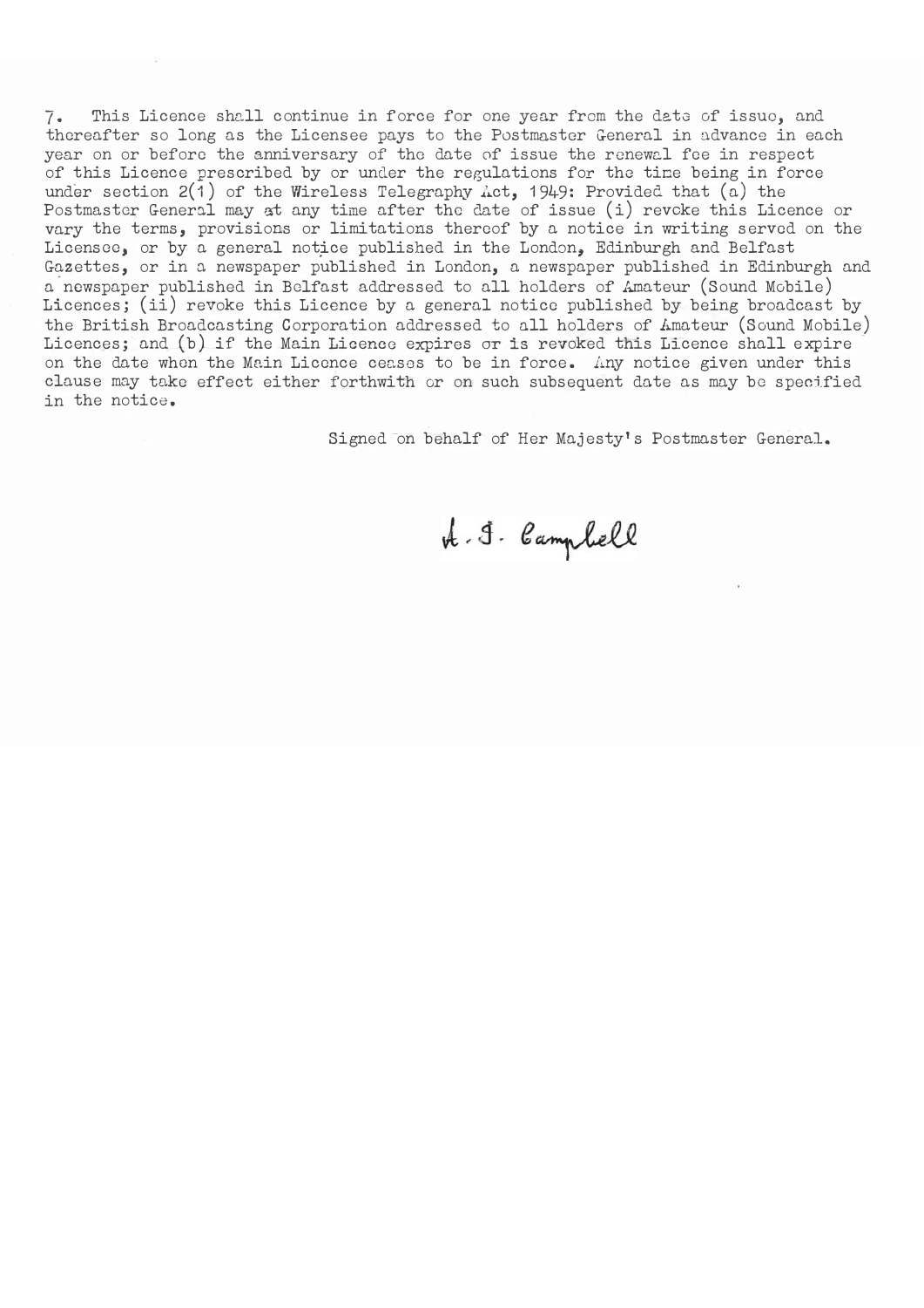7. This Licence shall continue in force for one year from the date of issue, and thereafter so long as the Licensee pays to the Postmaster General in advance in each year on or before the anniversary of the date of issue the renewal fee in respect of this Licence prescribed by or under the regulations for the time being in force under section 2(1) of the Wireless Telegraphy Act, 1949: Provided that (a) the Postmaster General may at any time after the date of issue (i) revoke this Licence or vary the terms, provisions or limitations thereof by a notice in writing served on the Licensee, or by a general notice published in the London, Edinburgh and Belfast Gazettes, or in a newspaper published in London, a newspaper published in Edinburgh and a newspaper published in Belfast addressed to all holders of Amateur (Sound Mobile) Licences; (ii) revoke this Licence by a general notice published by being broadcast by the British Broadcasting Corporation addressed to all holders of Amateur (Sound Mobile) Licences; and (b) if the Main Licence expires or is revoked this Licence shall expire on the date when the Main Licence ceases to be in force. Any notice given under this clause may take effect either forthwith or on such subsequent date as may be specified in the notice.

Signed on behalf of Her Majesty's Postmaster General.

A. J. Campbell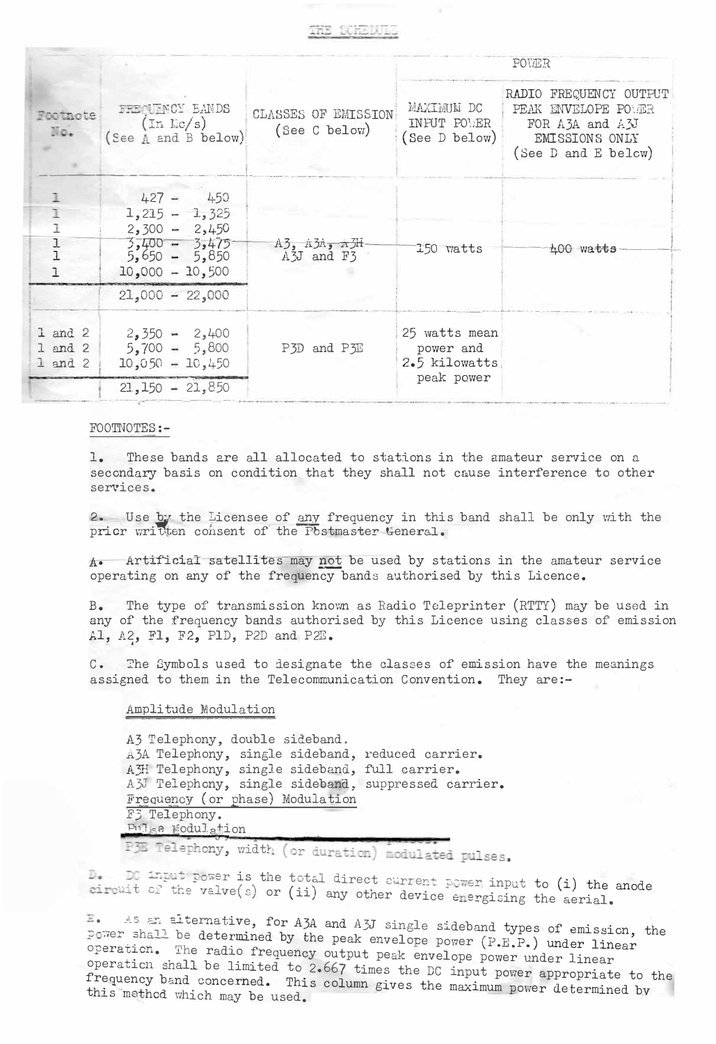# THE SCHEDULE

| Footnote No. | FREQUENCY BANDS (In Mc/s) (See A and B below) | CLASSES OF EMISSION (See C below) | POWER | |
|---|---|---|---|---|
| | | | MAXIMUM DC INPUT POWER (See D below) | RADIO FREQUENCY OUTPUT PEAK ENVELOPE POWER FOR A3A and A3J EMISSIONS ONLY (See D and E below) |
| 1 | 427 - 450 | A3, A3A, A3H A3J and F3 | 150 watts | 400 watts |
| 1 | 1,215 - 1,325 | | | |
| 1 | 2,300 - 2,450 | | | |
| 1 | 3,400 - 3,475 | | | |
| 1 | 5,650 - 5,850 | | | |
| 1 | 10,000 - 10,500 | | | |
| | 21,000 - 22,000 | | | |
| 1 and 2 | 2,350 - 2,400 | P3D and P3E | 25 watts mean power and 2.5 kilowatts peak power | |
| 1 and 2 | 5,700 - 5,800 | | | |
| 1 and 2 | 10,050 - 10,450 | | | |
| | 21,150 - 21,850 | | | |

FOOTNOTES:-

1. These bands are all allocated to stations in the amateur service on a secondary basis on condition that they shall not cause interference to other services.

2. Use by the Licensee of <u>any</u> frequency in this band shall be only with the prior written consent of the Postmaster General.

A. Artificial satellites may <u>not</u> be used by stations in the amateur service operating on any of the frequency bands authorised by this Licence.

B. The type of transmission known as Radio Teleprinter (RTTY) may be used in any of the frequency bands authorised by this Licence using classes of emission A1, A2, F1, F2, P1D, P2D and P2E.

C. The Symbols used to designate the classes of emission have the meanings assigned to them in the Telecommunication Convention. They are:-

<u>Amplitude Modulation</u>

A3 Telephony, double sideband.
A3A Telephony, single sideband, reduced carrier.
A3H Telephony, single sideband, full carrier.
A3J Telephony, single sideband, suppressed carrier.
<u>Frequency (or phase) Modulation</u>
F3 Telephony.
<u>Pulse Modulation</u>
P3E Telephony, width (or duration) modulated pulses.

D. DC input power is the total direct current power input to (i) the anode circuit of the valve(s) or (ii) any other device energising the aerial.

E. As an alternative, for A3A and A3J single sideband types of emission, the power shall be determined by the peak envelope power (P.E.P.) under linear operation. The radio frequency output peak envelope power under linear operation shall be limited to 2.667 times the DC input power appropriate to the frequency band concerned. This column gives the maximum power determined by this method which may be used.